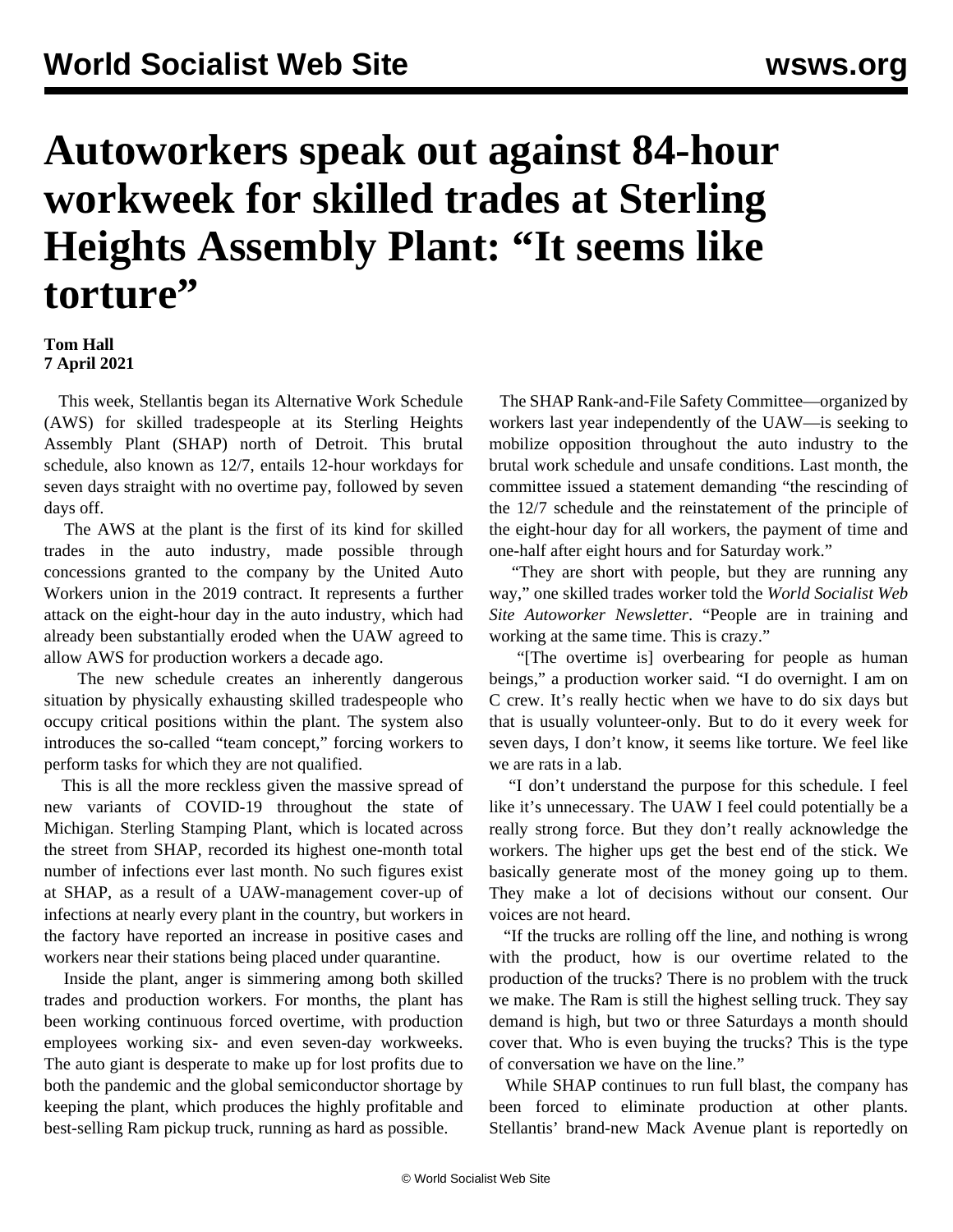# Autoworkers speak out against 84-hour workweek for skilled trades at Sterling Heights Assembly Plant: "It seems like torture"

**Tom Hall**
**7 April 2021**

This week, Stellantis began its Alternative Work Schedule (AWS) for skilled tradespeople at its Sterling Heights Assembly Plant (SHAP) north of Detroit. This brutal schedule, also known as 12/7, entails 12-hour workdays for seven days straight with no overtime pay, followed by seven days off.

The AWS at the plant is the first of its kind for skilled trades in the auto industry, made possible through concessions granted to the company by the United Auto Workers union in the 2019 contract. It represents a further attack on the eight-hour day in the auto industry, which had already been substantially eroded when the UAW agreed to allow AWS for production workers a decade ago.

The new schedule creates an inherently dangerous situation by physically exhausting skilled tradespeople who occupy critical positions within the plant. The system also introduces the so-called "team concept," forcing workers to perform tasks for which they are not qualified.

This is all the more reckless given the massive spread of new variants of COVID-19 throughout the state of Michigan. Sterling Stamping Plant, which is located across the street from SHAP, recorded its highest one-month total number of infections ever last month. No such figures exist at SHAP, as a result of a UAW-management cover-up of infections at nearly every plant in the country, but workers in the factory have reported an increase in positive cases and workers near their stations being placed under quarantine.

Inside the plant, anger is simmering among both skilled trades and production workers. For months, the plant has been working continuous forced overtime, with production employees working six- and even seven-day workweeks. The auto giant is desperate to make up for lost profits due to both the pandemic and the global semiconductor shortage by keeping the plant, which produces the highly profitable and best-selling Ram pickup truck, running as hard as possible.

The SHAP Rank-and-File Safety Committee—organized by workers last year independently of the UAW—is seeking to mobilize opposition throughout the auto industry to the brutal work schedule and unsafe conditions. Last month, the committee issued a statement demanding "the rescinding of the 12/7 schedule and the reinstatement of the principle of the eight-hour day for all workers, the payment of time and one-half after eight hours and for Saturday work."

"They are short with people, but they are running any way," one skilled trades worker told the *World Socialist Web Site Autoworker Newsletter*. "People are in training and working at the same time. This is crazy."

"[The overtime is] overbearing for people as human beings," a production worker said. "I do overnight. I am on C crew. It's really hectic when we have to do six days but that is usually volunteer-only. But to do it every week for seven days, I don't know, it seems like torture. We feel like we are rats in a lab.

"I don't understand the purpose for this schedule. I feel like it's unnecessary. The UAW I feel could potentially be a really strong force. But they don't really acknowledge the workers. The higher ups get the best end of the stick. We basically generate most of the money going up to them. They make a lot of decisions without our consent. Our voices are not heard.

"If the trucks are rolling off the line, and nothing is wrong with the product, how is our overtime related to the production of the trucks? There is no problem with the truck we make. The Ram is still the highest selling truck. They say demand is high, but two or three Saturdays a month should cover that. Who is even buying the trucks? This is the type of conversation we have on the line."

While SHAP continues to run full blast, the company has been forced to eliminate production at other plants. Stellantis' brand-new Mack Avenue plant is reportedly on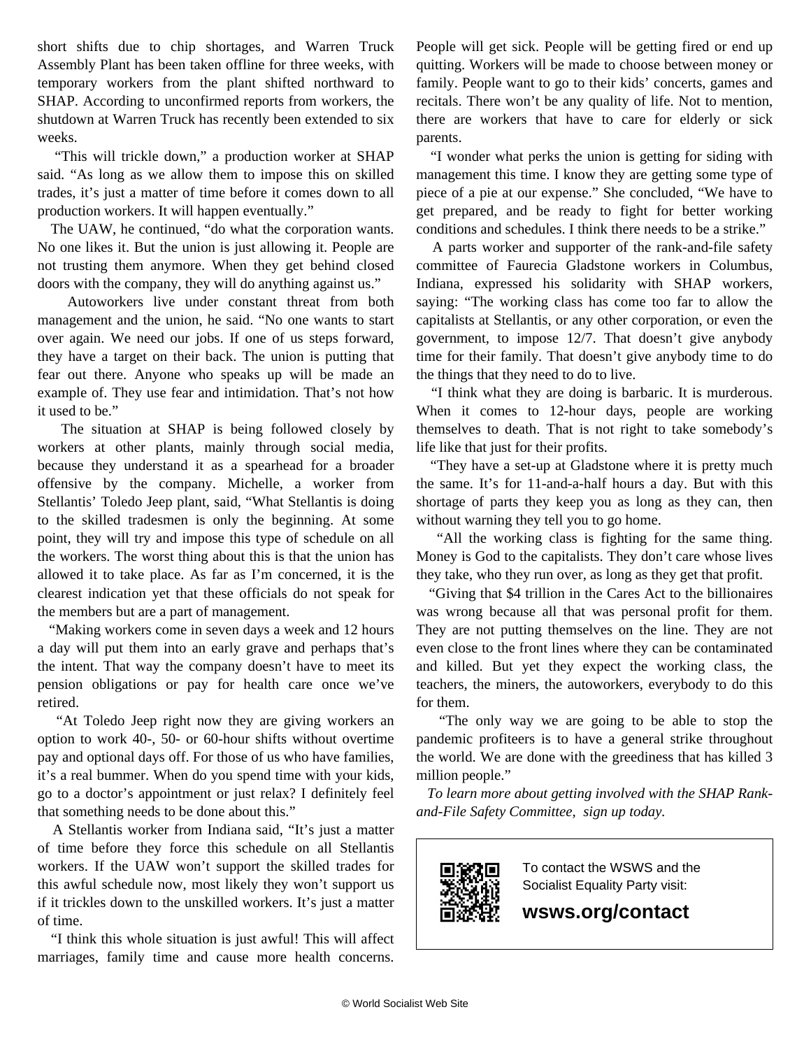short shifts due to chip shortages, and Warren Truck Assembly Plant has been taken offline for three weeks, with temporary workers from the plant shifted northward to SHAP. According to unconfirmed reports from workers, the shutdown at Warren Truck has recently been extended to six weeks.

"This will trickle down," a production worker at SHAP said. "As long as we allow them to impose this on skilled trades, it's just a matter of time before it comes down to all production workers. It will happen eventually."

The UAW, he continued, "do what the corporation wants. No one likes it. But the union is just allowing it. People are not trusting them anymore. When they get behind closed doors with the company, they will do anything against us."

Autoworkers live under constant threat from both management and the union, he said. "No one wants to start over again. We need our jobs. If one of us steps forward, they have a target on their back. The union is putting that fear out there. Anyone who speaks up will be made an example of. They use fear and intimidation. That's not how it used to be."

The situation at SHAP is being followed closely by workers at other plants, mainly through social media, because they understand it as a spearhead for a broader offensive by the company. Michelle, a worker from Stellantis' Toledo Jeep plant, said, "What Stellantis is doing to the skilled tradesmen is only the beginning. At some point, they will try and impose this type of schedule on all the workers. The worst thing about this is that the union has allowed it to take place. As far as I'm concerned, it is the clearest indication yet that these officials do not speak for the members but are a part of management.

"Making workers come in seven days a week and 12 hours a day will put them into an early grave and perhaps that's the intent. That way the company doesn't have to meet its pension obligations or pay for health care once we've retired.

"At Toledo Jeep right now they are giving workers an option to work 40-, 50- or 60-hour shifts without overtime pay and optional days off. For those of us who have families, it's a real bummer. When do you spend time with your kids, go to a doctor's appointment or just relax? I definitely feel that something needs to be done about this."

A Stellantis worker from Indiana said, "It's just a matter of time before they force this schedule on all Stellantis workers. If the UAW won't support the skilled trades for this awful schedule now, most likely they won't support us if it trickles down to the unskilled workers. It's just a matter of time.

"I think this whole situation is just awful! This will affect marriages, family time and cause more health concerns. People will get sick. People will be getting fired or end up quitting. Workers will be made to choose between money or family. People want to go to their kids' concerts, games and recitals. There won't be any quality of life. Not to mention, there are workers that have to care for elderly or sick parents.

"I wonder what perks the union is getting for siding with management this time. I know they are getting some type of piece of a pie at our expense." She concluded, "We have to get prepared, and be ready to fight for better working conditions and schedules. I think there needs to be a strike."

A parts worker and supporter of the rank-and-file safety committee of Faurecia Gladstone workers in Columbus, Indiana, expressed his solidarity with SHAP workers, saying: "The working class has come too far to allow the capitalists at Stellantis, or any other corporation, or even the government, to impose 12/7. That doesn't give anybody time for their family. That doesn't give anybody time to do the things that they need to do to live.

"I think what they are doing is barbaric. It is murderous. When it comes to 12-hour days, people are working themselves to death. That is not right to take somebody's life like that just for their profits.

"They have a set-up at Gladstone where it is pretty much the same. It's for 11-and-a-half hours a day. But with this shortage of parts they keep you as long as they can, then without warning they tell you to go home.

"All the working class is fighting for the same thing. Money is God to the capitalists. They don't care whose lives they take, who they run over, as long as they get that profit.

"Giving that $4 trillion in the Cares Act to the billionaires was wrong because all that was personal profit for them. They are not putting themselves on the line. They are not even close to the front lines where they can be contaminated and killed. But yet they expect the working class, the teachers, the miners, the autoworkers, everybody to do this for them.

"The only way we are going to be able to stop the pandemic profiteers is to have a general strike throughout the world. We are done with the greediness that has killed 3 million people."

*To learn more about getting involved with the SHAP Rank-and-File Safety Committee, sign up today.*

To contact the WSWS and the Socialist Equality Party visit:

**wsws.org/contact**